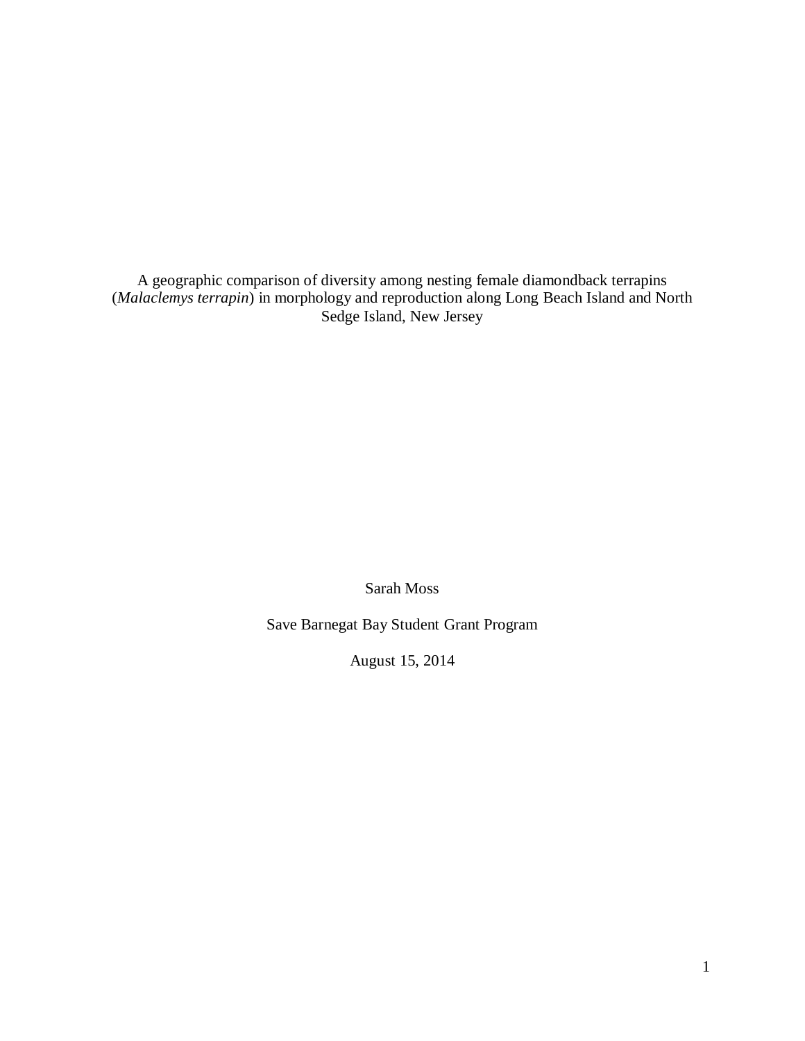# A geographic comparison of diversity among nesting female diamondback terrapins (*Malaclemys terrapin*) in morphology and reproduction along Long Beach Island and North Sedge Island, New Jersey

Sarah Moss

Save Barnegat Bay Student Grant Program

August 15, 2014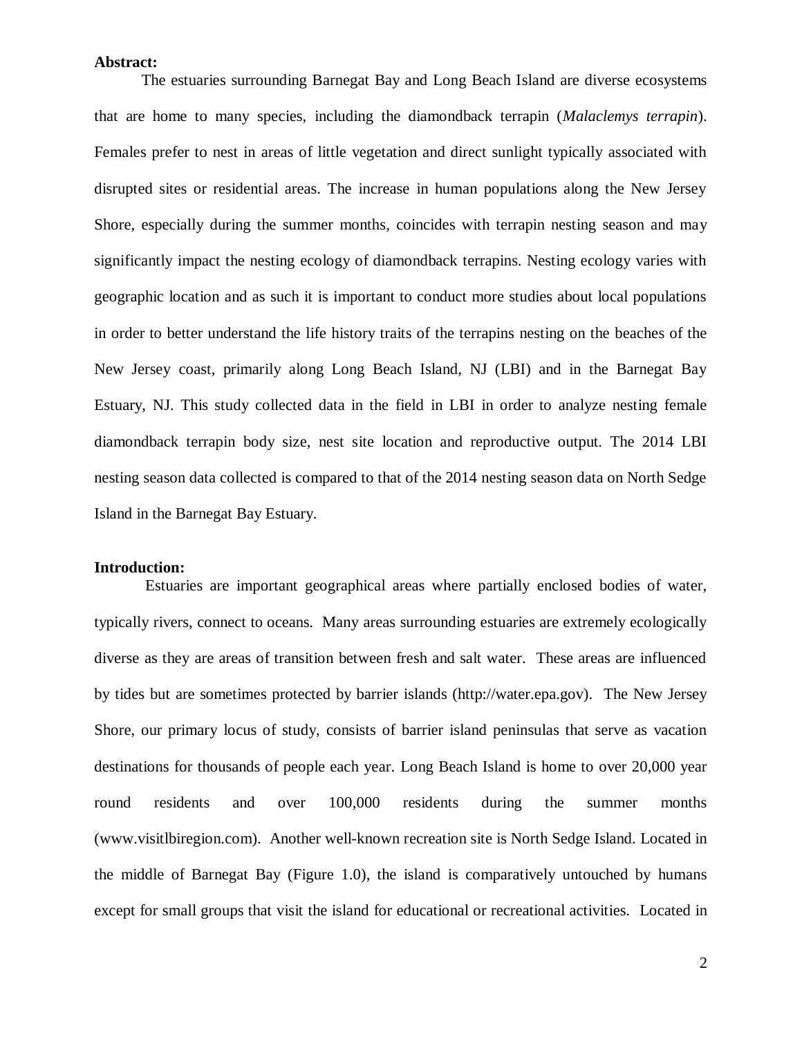**Abstract:**

The estuaries surrounding Barnegat Bay and Long Beach Island are diverse ecosystems that are home to many species, including the diamondback terrapin (*Malaclemys terrapin*). Females prefer to nest in areas of little vegetation and direct sunlight typically associated with disrupted sites or residential areas. The increase in human populations along the New Jersey Shore, especially during the summer months, coincides with terrapin nesting season and may significantly impact the nesting ecology of diamondback terrapins. Nesting ecology varies with geographic location and as such it is important to conduct more studies about local populations in order to better understand the life history traits of the terrapins nesting on the beaches of the New Jersey coast, primarily along Long Beach Island, NJ (LBI) and in the Barnegat Bay Estuary, NJ. This study collected data in the field in LBI in order to analyze nesting female diamondback terrapin body size, nest site location and reproductive output. The 2014 LBI nesting season data collected is compared to that of the 2014 nesting season data on North Sedge Island in the Barnegat Bay Estuary.

**Introduction:**

Estuaries are important geographical areas where partially enclosed bodies of water, typically rivers, connect to oceans. Many areas surrounding estuaries are extremely ecologically diverse as they are areas of transition between fresh and salt water. These areas are influenced by tides but are sometimes protected by barrier islands (http://water.epa.gov). The New Jersey Shore, our primary locus of study, consists of barrier island peninsulas that serve as vacation destinations for thousands of people each year. Long Beach Island is home to over 20,000 year round residents and over 100,000 residents during the summer months (www.visitlbiregion.com). Another well-known recreation site is North Sedge Island. Located in the middle of Barnegat Bay (Figure 1.0), the island is comparatively untouched by humans except for small groups that visit the island for educational or recreational activities. Located in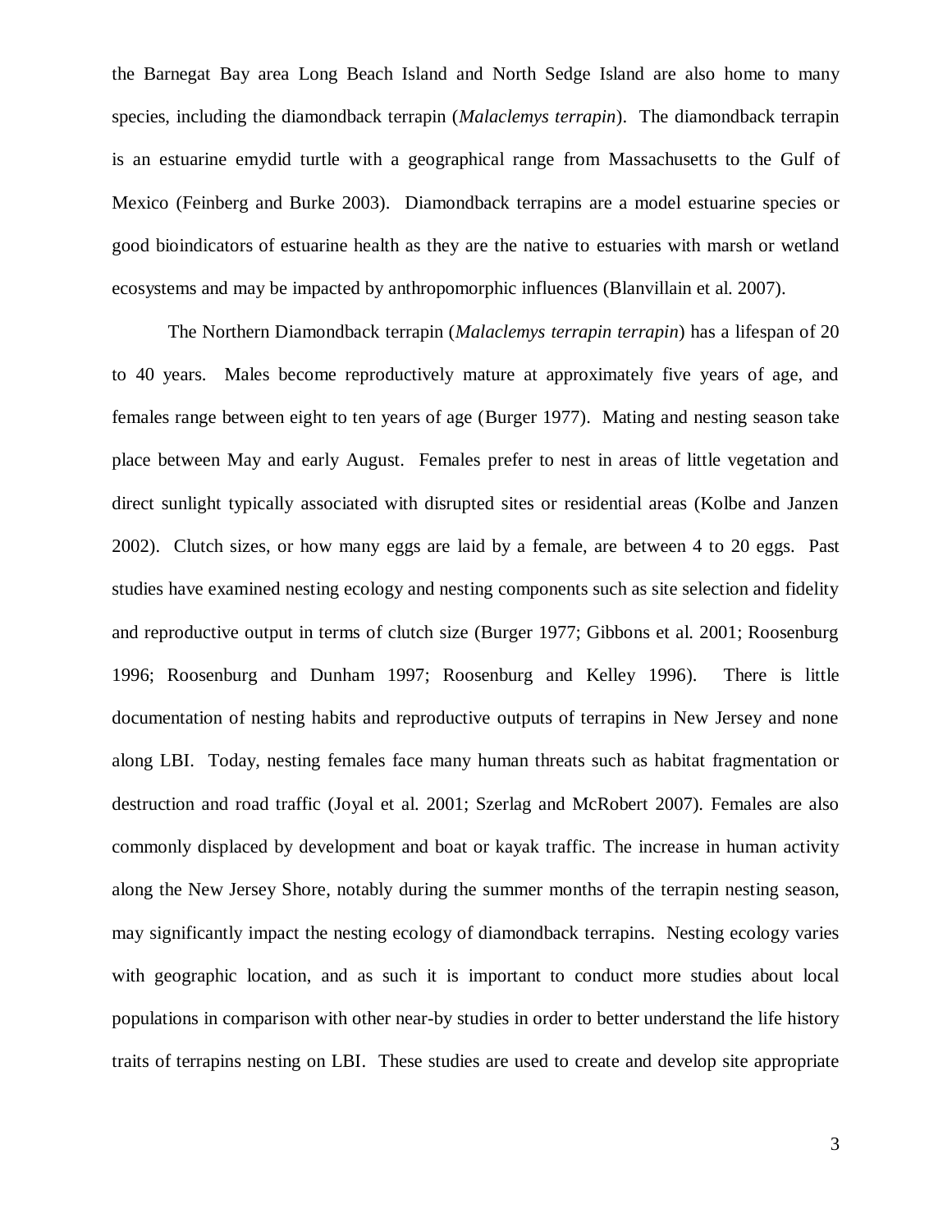the Barnegat Bay area Long Beach Island and North Sedge Island are also home to many species, including the diamondback terrapin (*Malaclemys terrapin*). The diamondback terrapin is an estuarine emydid turtle with a geographical range from Massachusetts to the Gulf of Mexico (Feinberg and Burke 2003). Diamondback terrapins are a model estuarine species or good bioindicators of estuarine health as they are the native to estuaries with marsh or wetland ecosystems and may be impacted by anthropomorphic influences (Blanvillain et al. 2007).

The Northern Diamondback terrapin (*Malaclemys terrapin terrapin*) has a lifespan of 20 to 40 years. Males become reproductively mature at approximately five years of age, and females range between eight to ten years of age (Burger 1977). Mating and nesting season take place between May and early August. Females prefer to nest in areas of little vegetation and direct sunlight typically associated with disrupted sites or residential areas (Kolbe and Janzen 2002). Clutch sizes, or how many eggs are laid by a female, are between 4 to 20 eggs. Past studies have examined nesting ecology and nesting components such as site selection and fidelity and reproductive output in terms of clutch size (Burger 1977; Gibbons et al. 2001; Roosenburg 1996; Roosenburg and Dunham 1997; Roosenburg and Kelley 1996). There is little documentation of nesting habits and reproductive outputs of terrapins in New Jersey and none along LBI. Today, nesting females face many human threats such as habitat fragmentation or destruction and road traffic (Joyal et al. 2001; Szerlag and McRobert 2007). Females are also commonly displaced by development and boat or kayak traffic. The increase in human activity along the New Jersey Shore, notably during the summer months of the terrapin nesting season, may significantly impact the nesting ecology of diamondback terrapins. Nesting ecology varies with geographic location, and as such it is important to conduct more studies about local populations in comparison with other near-by studies in order to better understand the life history traits of terrapins nesting on LBI. These studies are used to create and develop site appropriate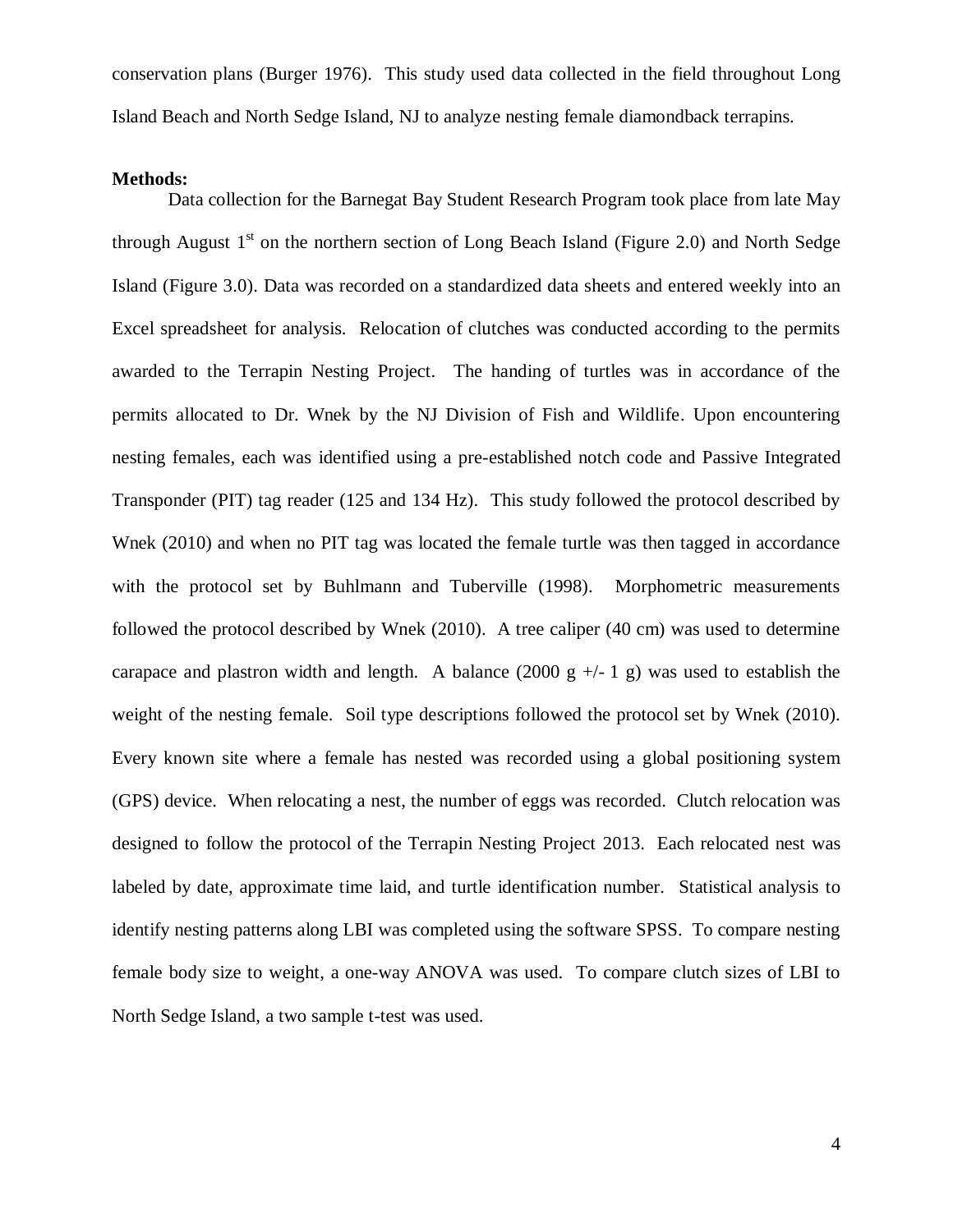conservation plans (Burger 1976). This study used data collected in the field throughout Long Island Beach and North Sedge Island, NJ to analyze nesting female diamondback terrapins.

**Methods:**

Data collection for the Barnegat Bay Student Research Program took place from late May through August 1st on the northern section of Long Beach Island (Figure 2.0) and North Sedge Island (Figure 3.0). Data was recorded on a standardized data sheets and entered weekly into an Excel spreadsheet for analysis. Relocation of clutches was conducted according to the permits awarded to the Terrapin Nesting Project. The handing of turtles was in accordance of the permits allocated to Dr. Wnek by the NJ Division of Fish and Wildlife. Upon encountering nesting females, each was identified using a pre-established notch code and Passive Integrated Transponder (PIT) tag reader (125 and 134 Hz). This study followed the protocol described by Wnek (2010) and when no PIT tag was located the female turtle was then tagged in accordance with the protocol set by Buhlmann and Tuberville (1998). Morphometric measurements followed the protocol described by Wnek (2010). A tree caliper (40 cm) was used to determine carapace and plastron width and length. A balance (2000 g +/- 1 g) was used to establish the weight of the nesting female. Soil type descriptions followed the protocol set by Wnek (2010). Every known site where a female has nested was recorded using a global positioning system (GPS) device. When relocating a nest, the number of eggs was recorded. Clutch relocation was designed to follow the protocol of the Terrapin Nesting Project 2013. Each relocated nest was labeled by date, approximate time laid, and turtle identification number. Statistical analysis to identify nesting patterns along LBI was completed using the software SPSS. To compare nesting female body size to weight, a one-way ANOVA was used. To compare clutch sizes of LBI to North Sedge Island, a two sample t-test was used.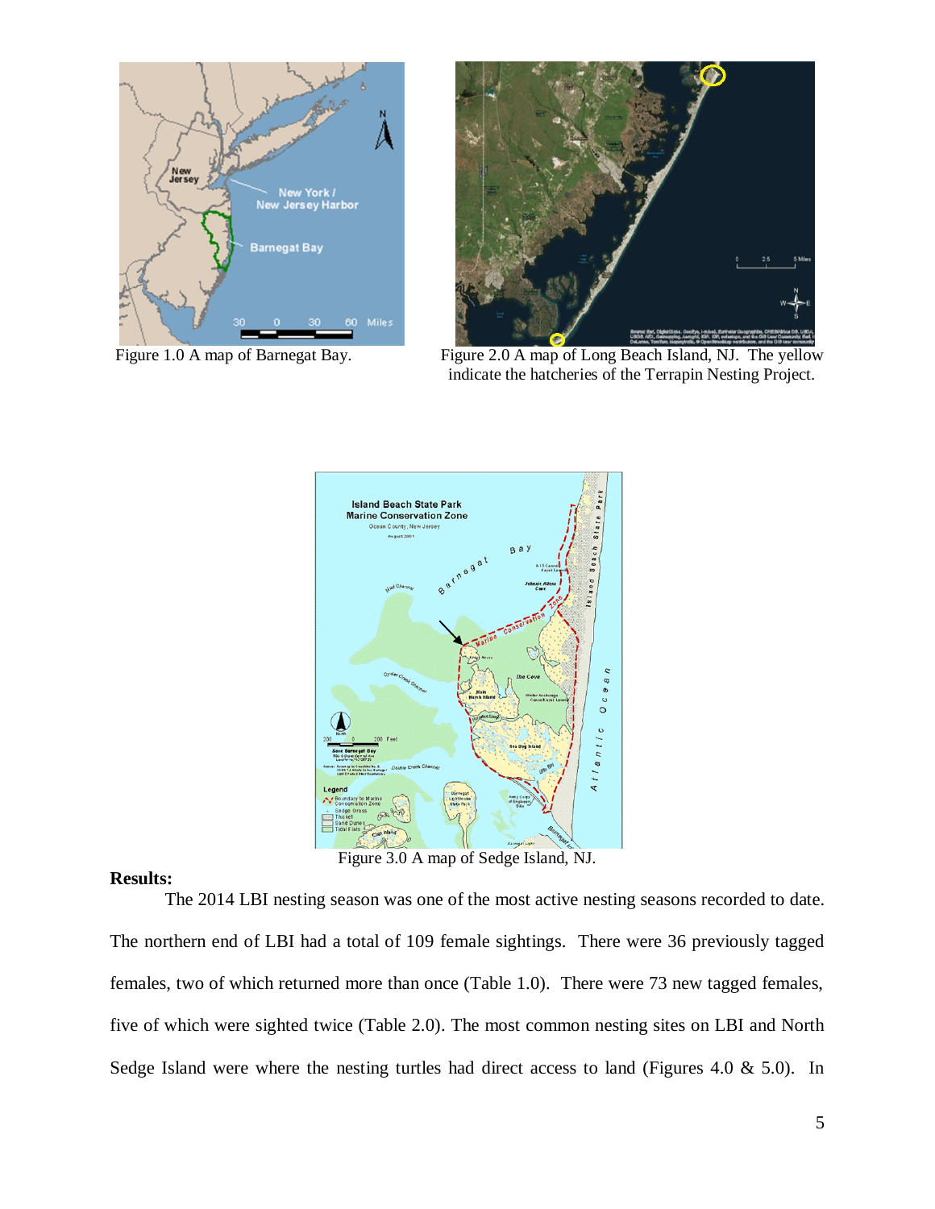Figure 1.0 A map of Barnegat Bay.

Figure 2.0 A map of Long Beach Island, NJ. The yellow indicate the hatcheries of the Terrapin Nesting Project.

Figure 3.0 A map of Sedge Island, NJ.

**Results:**

The 2014 LBI nesting season was one of the most active nesting seasons recorded to date. The northern end of LBI had a total of 109 female sightings. There were 36 previously tagged females, two of which returned more than once (Table 1.0). There were 73 new tagged females, five of which were sighted twice (Table 2.0). The most common nesting sites on LBI and North Sedge Island were where the nesting turtles had direct access to land (Figures 4.0 & 5.0). In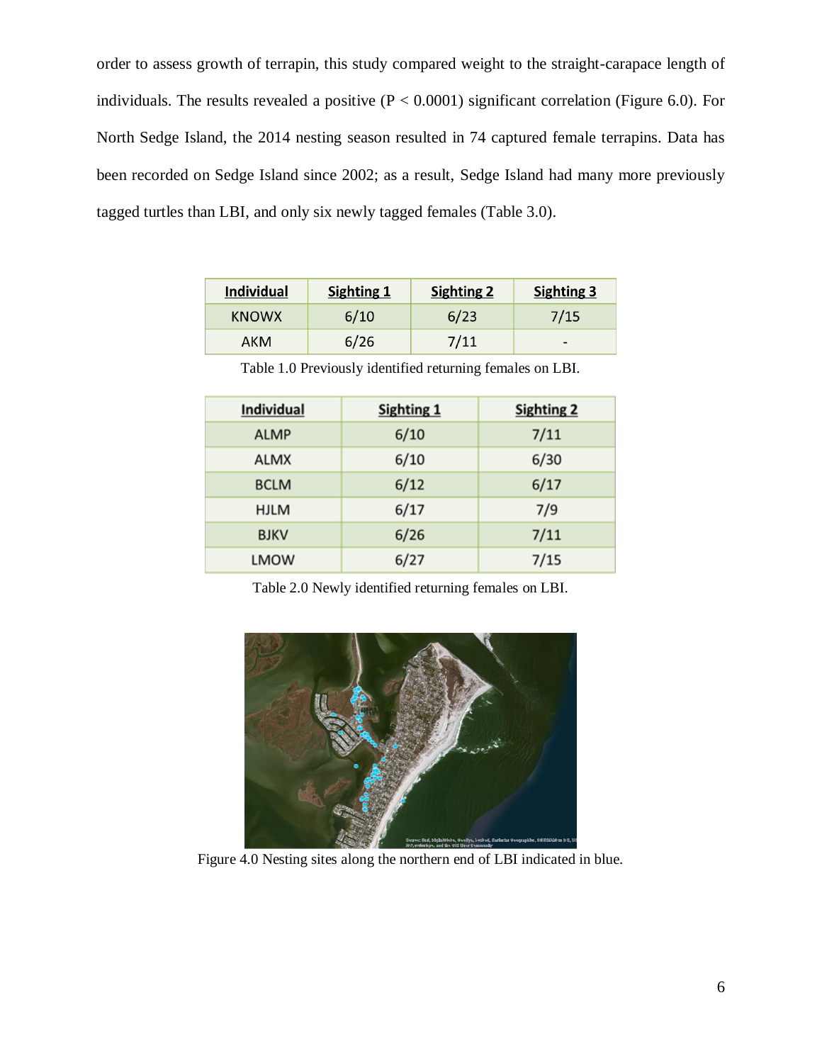order to assess growth of terrapin, this study compared weight to the straight-carapace length of individuals. The results revealed a positive ($P < 0.0001$) significant correlation (Figure 6.0). For North Sedge Island, the 2014 nesting season resulted in 74 captured female terrapins. Data has been recorded on Sedge Island since 2002; as a result, Sedge Island had many more previously tagged turtles than LBI, and only six newly tagged females (Table 3.0).

| Individual | Sighting 1 | Sighting 2 | Sighting 3 |
|---|---|---|---|
| KNOWX | 6/10 | 6/23 | 7/15 |
| AKM | 6/26 | 7/11 | - |

Table 1.0 Previously identified returning females on LBI.

| Individual | Sighting 1 | Sighting 2 |
|---|---|---|
| ALMP | 6/10 | 7/11 |
| ALMX | 6/10 | 6/30 |
| BCLM | 6/12 | 6/17 |
| HJLM | 6/17 | 7/9 |
| BJKV | 6/26 | 7/11 |
| LMOW | 6/27 | 7/15 |

Table 2.0 Newly identified returning females on LBI.

Figure 4.0 Nesting sites along the northern end of LBI indicated in blue.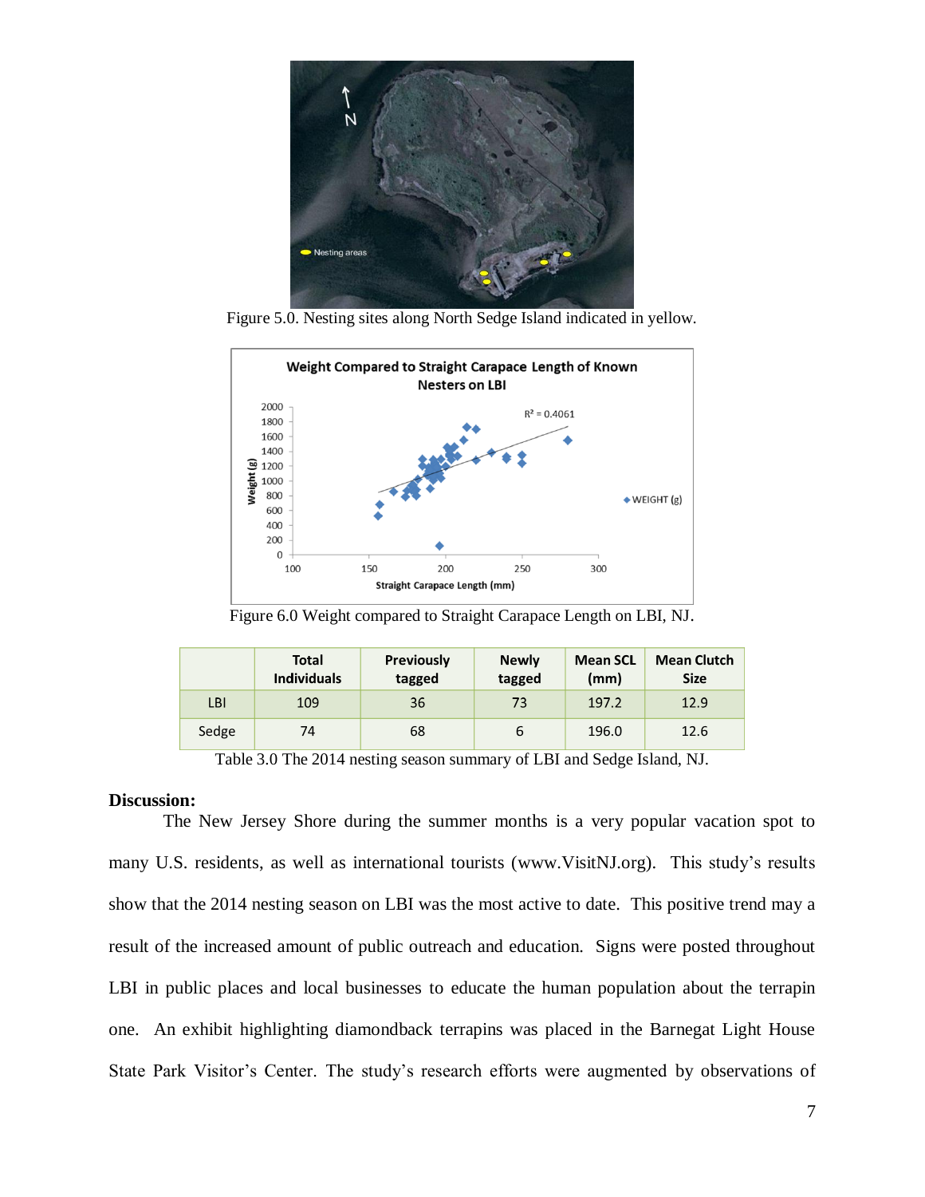Figure 5.0. Nesting sites along North Sedge Island indicated in yellow.

Figure 6.0 Weight compared to Straight Carapace Length on LBI, NJ.

|  | Total Individuals | Previously tagged | Newly tagged | Mean SCL (mm) | Mean Clutch Size |
|---|---|---|---|---|---|
| LBI | 109 | 36 | 73 | 197.2 | 12.9 |
| Sedge | 74 | 68 | 6 | 196.0 | 12.6 |

Table 3.0 The 2014 nesting season summary of LBI and Sedge Island, NJ.

**Discussion:**

The New Jersey Shore during the summer months is a very popular vacation spot to many U.S. residents, as well as international tourists (www.VisitNJ.org). This study's results show that the 2014 nesting season on LBI was the most active to date. This positive trend may a result of the increased amount of public outreach and education. Signs were posted throughout LBI in public places and local businesses to educate the human population about the terrapin one. An exhibit highlighting diamondback terrapins was placed in the Barnegat Light House State Park Visitor's Center. The study's research efforts were augmented by observations of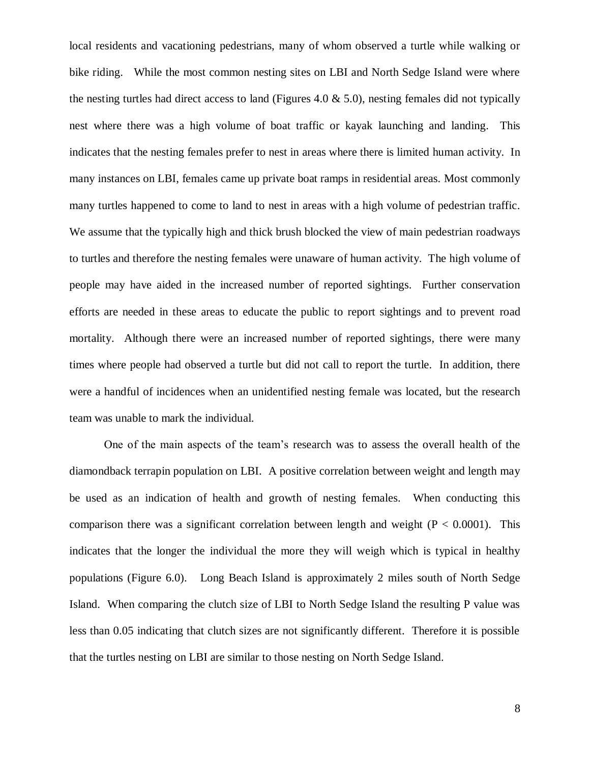local residents and vacationing pedestrians, many of whom observed a turtle while walking or bike riding. While the most common nesting sites on LBI and North Sedge Island were where the nesting turtles had direct access to land (Figures 4.0 & 5.0), nesting females did not typically nest where there was a high volume of boat traffic or kayak launching and landing. This indicates that the nesting females prefer to nest in areas where there is limited human activity. In many instances on LBI, females came up private boat ramps in residential areas. Most commonly many turtles happened to come to land to nest in areas with a high volume of pedestrian traffic. We assume that the typically high and thick brush blocked the view of main pedestrian roadways to turtles and therefore the nesting females were unaware of human activity. The high volume of people may have aided in the increased number of reported sightings. Further conservation efforts are needed in these areas to educate the public to report sightings and to prevent road mortality. Although there were an increased number of reported sightings, there were many times where people had observed a turtle but did not call to report the turtle. In addition, there were a handful of incidences when an unidentified nesting female was located, but the research team was unable to mark the individual.

One of the main aspects of the team's research was to assess the overall health of the diamondback terrapin population on LBI. A positive correlation between weight and length may be used as an indication of health and growth of nesting females. When conducting this comparison there was a significant correlation between length and weight ($P < 0.0001$). This indicates that the longer the individual the more they will weigh which is typical in healthy populations (Figure 6.0). Long Beach Island is approximately 2 miles south of North Sedge Island. When comparing the clutch size of LBI to North Sedge Island the resulting P value was less than 0.05 indicating that clutch sizes are not significantly different. Therefore it is possible that the turtles nesting on LBI are similar to those nesting on North Sedge Island.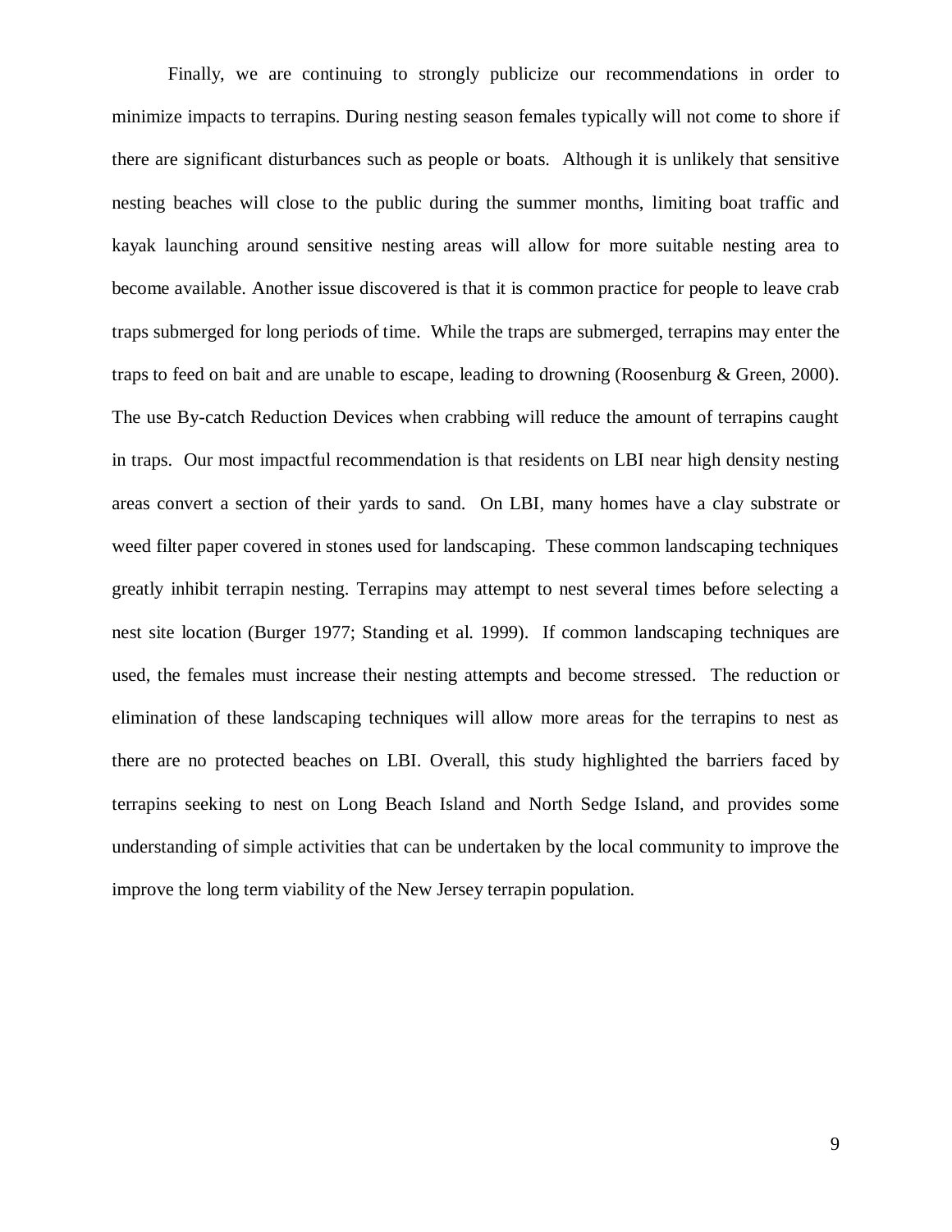Finally, we are continuing to strongly publicize our recommendations in order to minimize impacts to terrapins. During nesting season females typically will not come to shore if there are significant disturbances such as people or boats. Although it is unlikely that sensitive nesting beaches will close to the public during the summer months, limiting boat traffic and kayak launching around sensitive nesting areas will allow for more suitable nesting area to become available. Another issue discovered is that it is common practice for people to leave crab traps submerged for long periods of time. While the traps are submerged, terrapins may enter the traps to feed on bait and are unable to escape, leading to drowning (Roosenburg & Green, 2000). The use By-catch Reduction Devices when crabbing will reduce the amount of terrapins caught in traps. Our most impactful recommendation is that residents on LBI near high density nesting areas convert a section of their yards to sand. On LBI, many homes have a clay substrate or weed filter paper covered in stones used for landscaping. These common landscaping techniques greatly inhibit terrapin nesting. Terrapins may attempt to nest several times before selecting a nest site location (Burger 1977; Standing et al. 1999). If common landscaping techniques are used, the females must increase their nesting attempts and become stressed. The reduction or elimination of these landscaping techniques will allow more areas for the terrapins to nest as there are no protected beaches on LBI. Overall, this study highlighted the barriers faced by terrapins seeking to nest on Long Beach Island and North Sedge Island, and provides some understanding of simple activities that can be undertaken by the local community to improve the improve the long term viability of the New Jersey terrapin population.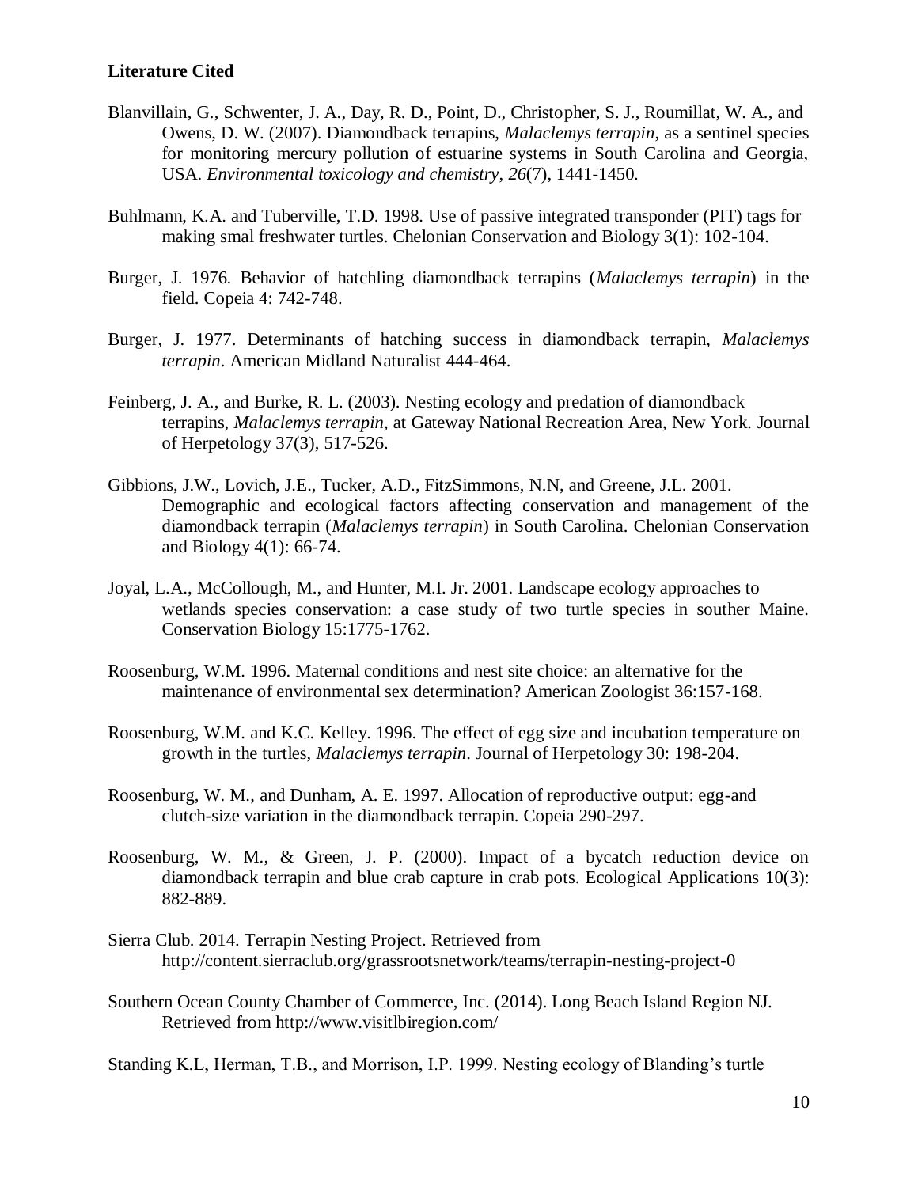**Literature Cited**

Blanvillain, G., Schwenter, J. A., Day, R. D., Point, D., Christopher, S. J., Roumillat, W. A., and Owens, D. W. (2007). Diamondback terrapins, *Malaclemys terrapin*, as a sentinel species for monitoring mercury pollution of estuarine systems in South Carolina and Georgia, USA. *Environmental toxicology and chemistry*, *26*(7), 1441-1450.

Buhlmann, K.A. and Tuberville, T.D. 1998. Use of passive integrated transponder (PIT) tags for making smal freshwater turtles. Chelonian Conservation and Biology 3(1): 102-104.

Burger, J. 1976. Behavior of hatchling diamondback terrapins (*Malaclemys terrapin*) in the field. Copeia 4: 742-748.

Burger, J. 1977. Determinants of hatching success in diamondback terrapin, *Malaclemys terrapin*. American Midland Naturalist 444-464.

Feinberg, J. A., and Burke, R. L. (2003). Nesting ecology and predation of diamondback terrapins, *Malaclemys terrapin*, at Gateway National Recreation Area, New York. Journal of Herpetology 37(3), 517-526.

Gibbions, J.W., Lovich, J.E., Tucker, A.D., FitzSimmons, N.N, and Greene, J.L. 2001. Demographic and ecological factors affecting conservation and management of the diamondback terrapin (*Malaclemys terrapin*) in South Carolina. Chelonian Conservation and Biology 4(1): 66-74.

Joyal, L.A., McCollough, M., and Hunter, M.I. Jr. 2001. Landscape ecology approaches to wetlands species conservation: a case study of two turtle species in souther Maine. Conservation Biology 15:1775-1762.

Roosenburg, W.M. 1996. Maternal conditions and nest site choice: an alternative for the maintenance of environmental sex determination? American Zoologist 36:157-168.

Roosenburg, W.M. and K.C. Kelley. 1996. The effect of egg size and incubation temperature on growth in the turtles, *Malaclemys terrapin*. Journal of Herpetology 30: 198-204.

Roosenburg, W. M., and Dunham, A. E. 1997. Allocation of reproductive output: egg-and clutch-size variation in the diamondback terrapin. Copeia 290-297.

Roosenburg, W. M., & Green, J. P. (2000). Impact of a bycatch reduction device on diamondback terrapin and blue crab capture in crab pots. Ecological Applications 10(3): 882-889.

Sierra Club. 2014. Terrapin Nesting Project. Retrieved from http://content.sierraclub.org/grassrootsnetwork/teams/terrapin-nesting-project-0

Southern Ocean County Chamber of Commerce, Inc. (2014). Long Beach Island Region NJ. Retrieved from http://www.visitlbiregion.com/

Standing K.L, Herman, T.B., and Morrison, I.P. 1999. Nesting ecology of Blanding's turtle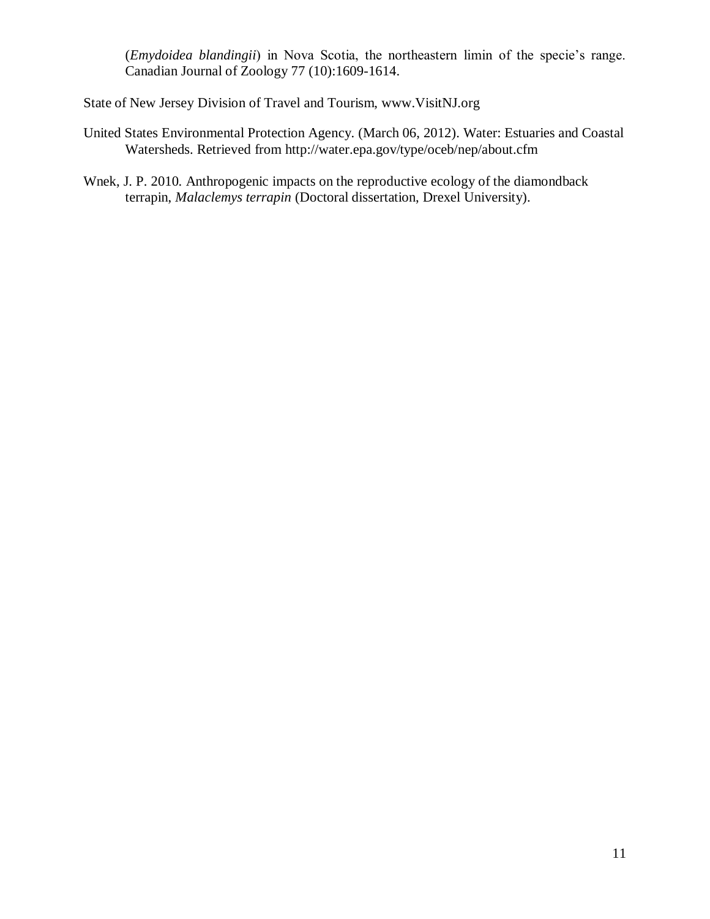(*Emydoidea blandingii*) in Nova Scotia, the northeastern limin of the specie's range. Canadian Journal of Zoology 77 (10):1609-1614.

State of New Jersey Division of Travel and Tourism, www.VisitNJ.org

United States Environmental Protection Agency. (March 06, 2012). Water: Estuaries and Coastal Watersheds. Retrieved from http://water.epa.gov/type/oceb/nep/about.cfm

Wnek, J. P. 2010. Anthropogenic impacts on the reproductive ecology of the diamondback terrapin, *Malaclemys terrapin* (Doctoral dissertation, Drexel University).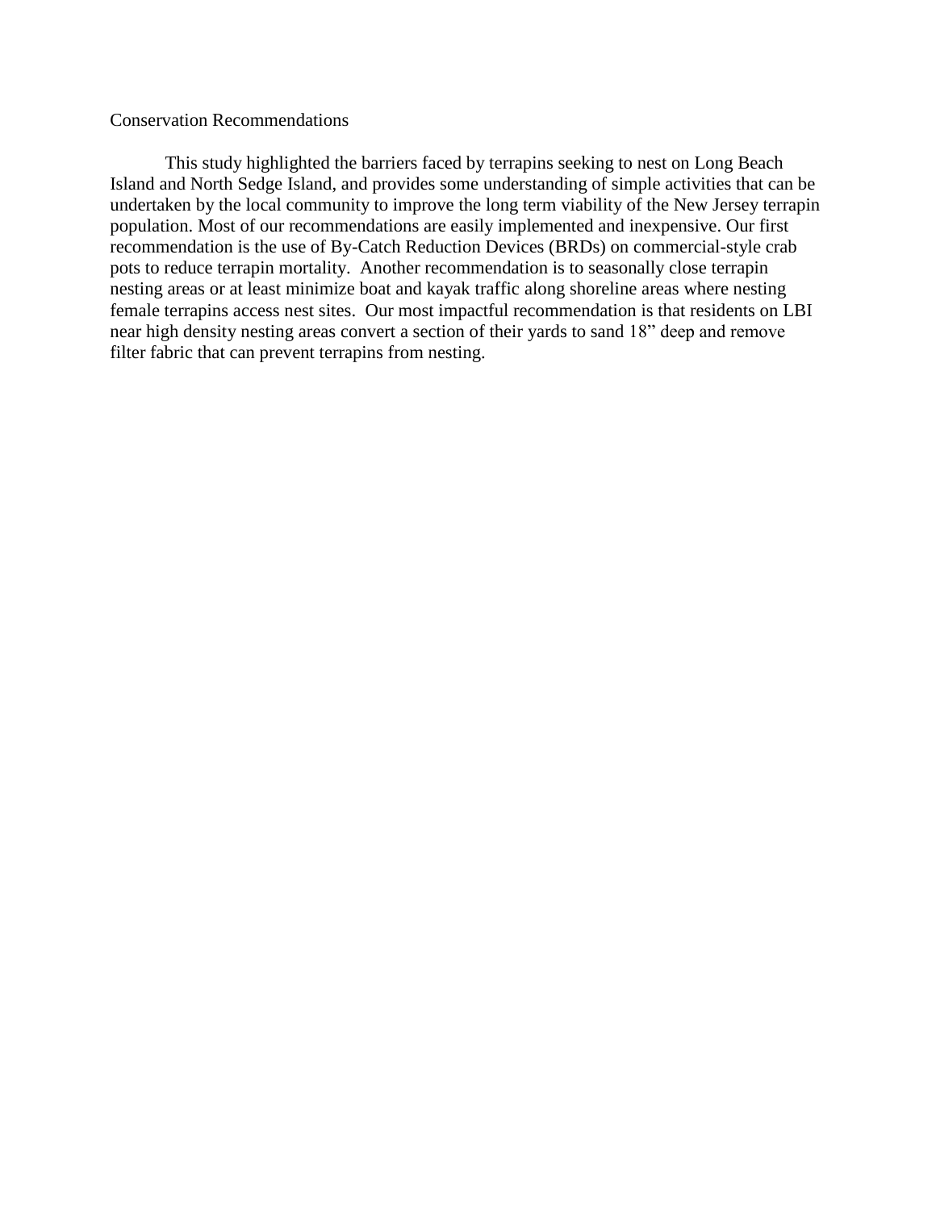## Conservation Recommendations

This study highlighted the barriers faced by terrapins seeking to nest on Long Beach Island and North Sedge Island, and provides some understanding of simple activities that can be undertaken by the local community to improve the long term viability of the New Jersey terrapin population. Most of our recommendations are easily implemented and inexpensive. Our first recommendation is the use of By-Catch Reduction Devices (BRDs) on commercial-style crab pots to reduce terrapin mortality. Another recommendation is to seasonally close terrapin nesting areas or at least minimize boat and kayak traffic along shoreline areas where nesting female terrapins access nest sites. Our most impactful recommendation is that residents on LBI near high density nesting areas convert a section of their yards to sand 18" deep and remove filter fabric that can prevent terrapins from nesting.